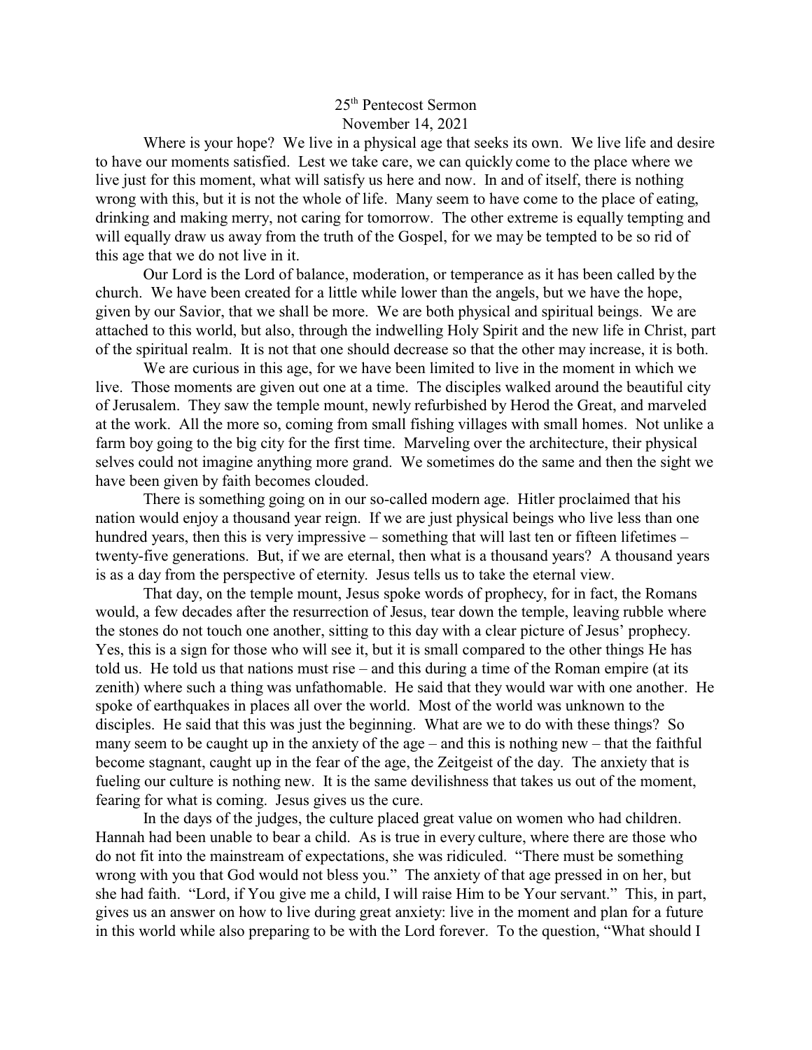25th Pentecost Sermon

November 14, 2021

Where is your hope? We live in a physical age that seeks its own. We live life and desire to have our moments satisfied. Lest we take care, we can quickly come to the place where we live just for this moment, what will satisfy us here and now. In and of itself, there is nothing wrong with this, but it is not the whole of life. Many seem to have come to the place of eating, drinking and making merry, not caring for tomorrow. The other extreme is equally tempting and will equally draw us away from the truth of the Gospel, for we may be tempted to be so rid of this age that we do not live in it.

Our Lord is the Lord of balance, moderation, or temperance as it has been called by the church. We have been created for a little while lower than the angels, but we have the hope, given by our Savior, that we shall be more. We are both physical and spiritual beings. We are attached to this world, but also, through the indwelling Holy Spirit and the new life in Christ, part of the spiritual realm. It is not that one should decrease so that the other may increase, it is both.

We are curious in this age, for we have been limited to live in the moment in which we live. Those moments are given out one at a time. The disciples walked around the beautiful city of Jerusalem. They saw the temple mount, newly refurbished by Herod the Great, and marveled at the work. All the more so, coming from small fishing villages with small homes. Not unlike a farm boy going to the big city for the first time. Marveling over the architecture, their physical selves could not imagine anything more grand. We sometimes do the same and then the sight we have been given by faith becomes clouded.

There is something going on in our so-called modern age. Hitler proclaimed that his nation would enjoy a thousand year reign. If we are just physical beings who live less than one hundred years, then this is very impressive – something that will last ten or fifteen lifetimes – twenty-five generations. But, if we are eternal, then what is a thousand years? A thousand years is as a day from the perspective of eternity. Jesus tells us to take the eternal view.

That day, on the temple mount, Jesus spoke words of prophecy, for in fact, the Romans would, a few decades after the resurrection of Jesus, tear down the temple, leaving rubble where the stones do not touch one another, sitting to this day with a clear picture of Jesus' prophecy. Yes, this is a sign for those who will see it, but it is small compared to the other things He has told us. He told us that nations must rise – and this during a time of the Roman empire (at its zenith) where such a thing was unfathomable. He said that they would war with one another. He spoke of earthquakes in places all over the world. Most of the world was unknown to the disciples. He said that this was just the beginning. What are we to do with these things? So many seem to be caught up in the anxiety of the age – and this is nothing new – that the faithful become stagnant, caught up in the fear of the age, the Zeitgeist of the day. The anxiety that is fueling our culture is nothing new. It is the same devilishness that takes us out of the moment, fearing for what is coming. Jesus gives us the cure.

In the days of the judges, the culture placed great value on women who had children. Hannah had been unable to bear a child. As is true in every culture, where there are those who do not fit into the mainstream of expectations, she was ridiculed. "There must be something wrong with you that God would not bless you." The anxiety of that age pressed in on her, but she had faith. "Lord, if You give me a child, I will raise Him to be Your servant." This, in part, gives us an answer on how to live during great anxiety: live in the moment and plan for a future in this world while also preparing to be with the Lord forever. To the question, "What should I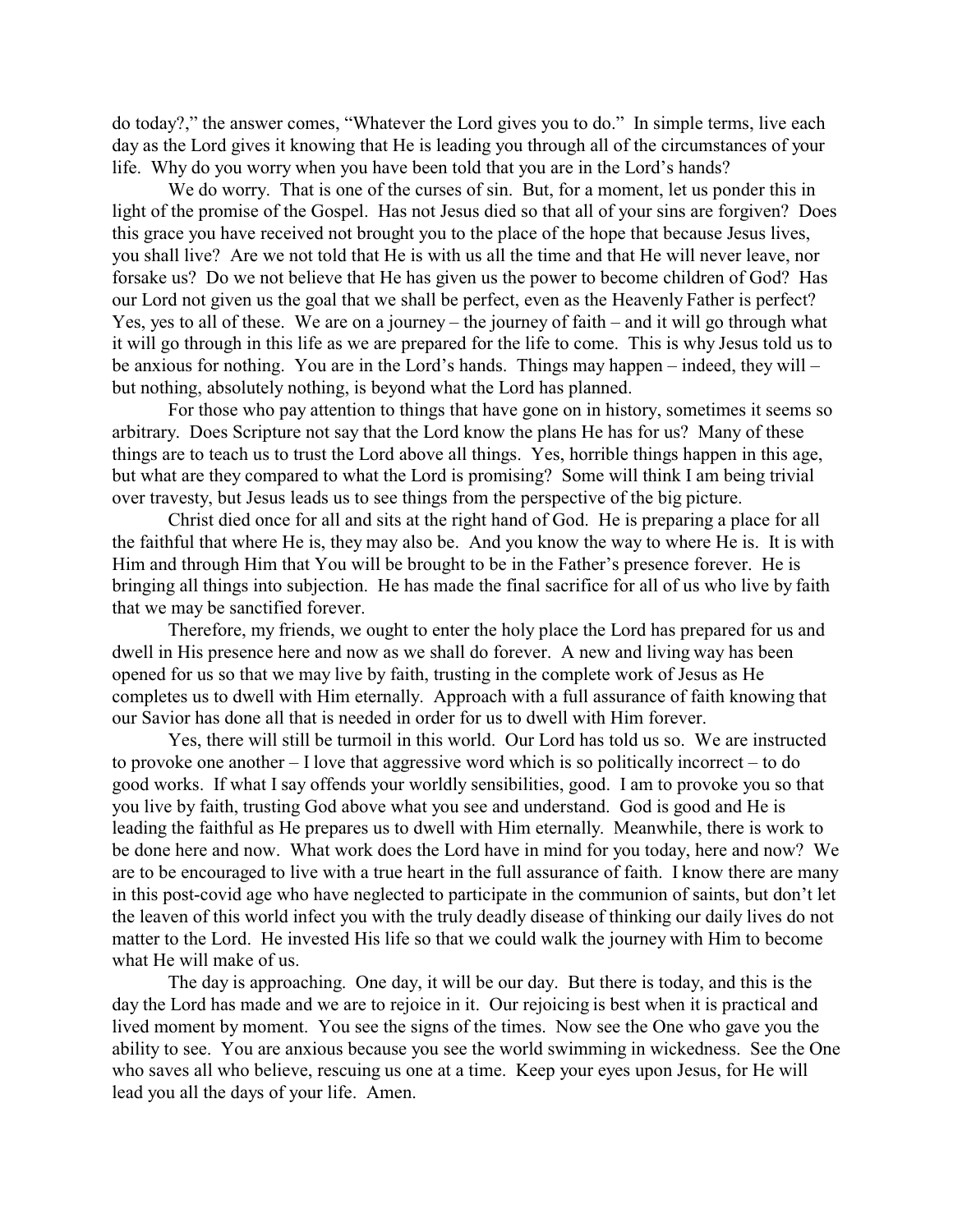do today?," the answer comes, "Whatever the Lord gives you to do." In simple terms, live each day as the Lord gives it knowing that He is leading you through all of the circumstances of your life. Why do you worry when you have been told that you are in the Lord's hands?

We do worry. That is one of the curses of sin. But, for a moment, let us ponder this in light of the promise of the Gospel. Has not Jesus died so that all of your sins are forgiven? Does this grace you have received not brought you to the place of the hope that because Jesus lives, you shall live? Are we not told that He is with us all the time and that He will never leave, nor forsake us? Do we not believe that He has given us the power to become children of God? Has our Lord not given us the goal that we shall be perfect, even as the Heavenly Father is perfect? Yes, yes to all of these. We are on a journey – the journey of faith – and it will go through what it will go through in this life as we are prepared for the life to come. This is why Jesus told us to be anxious for nothing. You are in the Lord's hands. Things may happen – indeed, they will – but nothing, absolutely nothing, is beyond what the Lord has planned.

For those who pay attention to things that have gone on in history, sometimes it seems so arbitrary. Does Scripture not say that the Lord know the plans He has for us? Many of these things are to teach us to trust the Lord above all things. Yes, horrible things happen in this age, but what are they compared to what the Lord is promising? Some will think I am being trivial over travesty, but Jesus leads us to see things from the perspective of the big picture.

Christ died once for all and sits at the right hand of God. He is preparing a place for all the faithful that where He is, they may also be. And you know the way to where He is. It is with Him and through Him that You will be brought to be in the Father's presence forever. He is bringing all things into subjection. He has made the final sacrifice for all of us who live by faith that we may be sanctified forever.

Therefore, my friends, we ought to enter the holy place the Lord has prepared for us and dwell in His presence here and now as we shall do forever. A new and living way has been opened for us so that we may live by faith, trusting in the complete work of Jesus as He completes us to dwell with Him eternally. Approach with a full assurance of faith knowing that our Savior has done all that is needed in order for us to dwell with Him forever.

Yes, there will still be turmoil in this world. Our Lord has told us so. We are instructed to provoke one another – I love that aggressive word which is so politically incorrect – to do good works. If what I say offends your worldly sensibilities, good. I am to provoke you so that you live by faith, trusting God above what you see and understand. God is good and He is leading the faithful as He prepares us to dwell with Him eternally. Meanwhile, there is work to be done here and now. What work does the Lord have in mind for you today, here and now? We are to be encouraged to live with a true heart in the full assurance of faith. I know there are many in this post-covid age who have neglected to participate in the communion of saints, but don't let the leaven of this world infect you with the truly deadly disease of thinking our daily lives do not matter to the Lord. He invested His life so that we could walk the journey with Him to become what He will make of us.

The day is approaching. One day, it will be our day. But there is today, and this is the day the Lord has made and we are to rejoice in it. Our rejoicing is best when it is practical and lived moment by moment. You see the signs of the times. Now see the One who gave you the ability to see. You are anxious because you see the world swimming in wickedness. See the One who saves all who believe, rescuing us one at a time. Keep your eyes upon Jesus, for He will lead you all the days of your life. Amen.